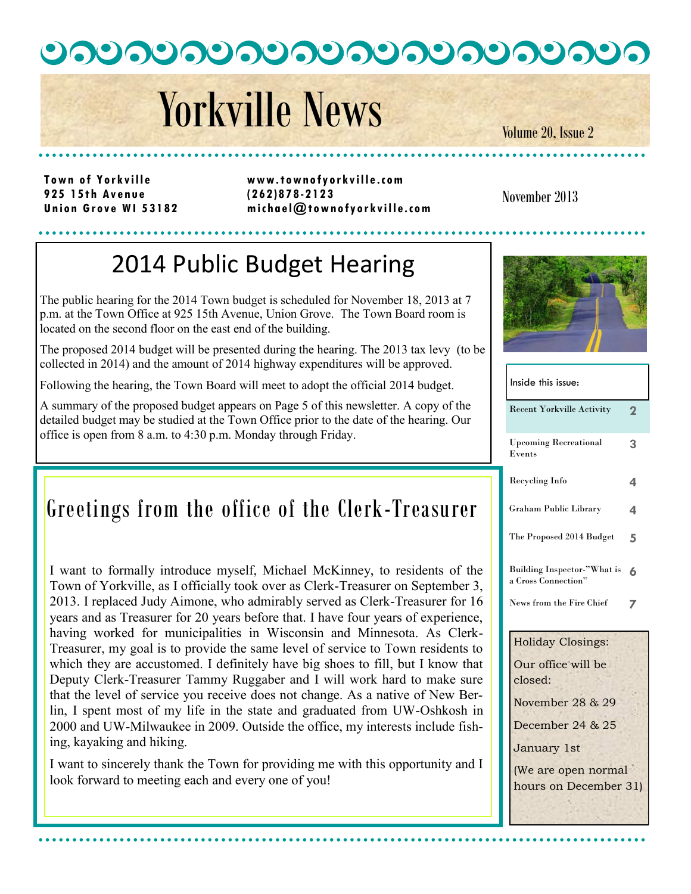# Yorkville News

Volume 20, Issue 2

**Town of Yorkville**
**925 15th Avenue**
**Union Grove WI 53182**

**www.townofyorkville.com**
**(262)878-2123**
**michael@townofyorkville.com**

November 2013

## 2014 Public Budget Hearing

The public hearing for the 2014 Town budget is scheduled for November 18, 2013 at 7 p.m. at the Town Office at 925 15th Avenue, Union Grove. The Town Board room is located on the second floor on the east end of the building.

The proposed 2014 budget will be presented during the hearing. The 2013 tax levy (to be collected in 2014) and the amount of 2014 highway expenditures will be approved.

Following the hearing, the Town Board will meet to adopt the official 2014 budget.

A summary of the proposed budget appears on Page 5 of this newsletter. A copy of the detailed budget may be studied at the Town Office prior to the date of the hearing. Our office is open from 8 a.m. to 4:30 p.m. Monday through Friday.

## Greetings from the office of the Clerk-Treasurer

I want to formally introduce myself, Michael McKinney, to residents of the Town of Yorkville, as I officially took over as Clerk-Treasurer on September 3, 2013. I replaced Judy Aimone, who admirably served as Clerk-Treasurer for 16 years and as Treasurer for 20 years before that. I have four years of experience, having worked for municipalities in Wisconsin and Minnesota. As Clerk-Treasurer, my goal is to provide the same level of service to Town residents to which they are accustomed. I definitely have big shoes to fill, but I know that Deputy Clerk-Treasurer Tammy Ruggaber and I will work hard to make sure that the level of service you receive does not change. As a native of New Berlin, I spent most of my life in the state and graduated from UW-Oshkosh in 2000 and UW-Milwaukee in 2009. Outside the office, my interests include fishing, kayaking and hiking.

I want to sincerely thank the Town for providing me with this opportunity and I look forward to meeting each and every one of you!

| Inside this issue: | |
|---|---|
| Recent Yorkville Activity | 2 |
| Upcoming Recreational Events | 3 |
| Recycling Info | 4 |
| Graham Public Library | 4 |
| The Proposed 2014 Budget | 5 |
| Building Inspector-"What is a Cross Connection" | 6 |
| News from the Fire Chief | 7 |

Holiday Closings:

Our office will be closed:

November 28 & 29

December 24 & 25

January 1st

(We are open normal hours on December 31)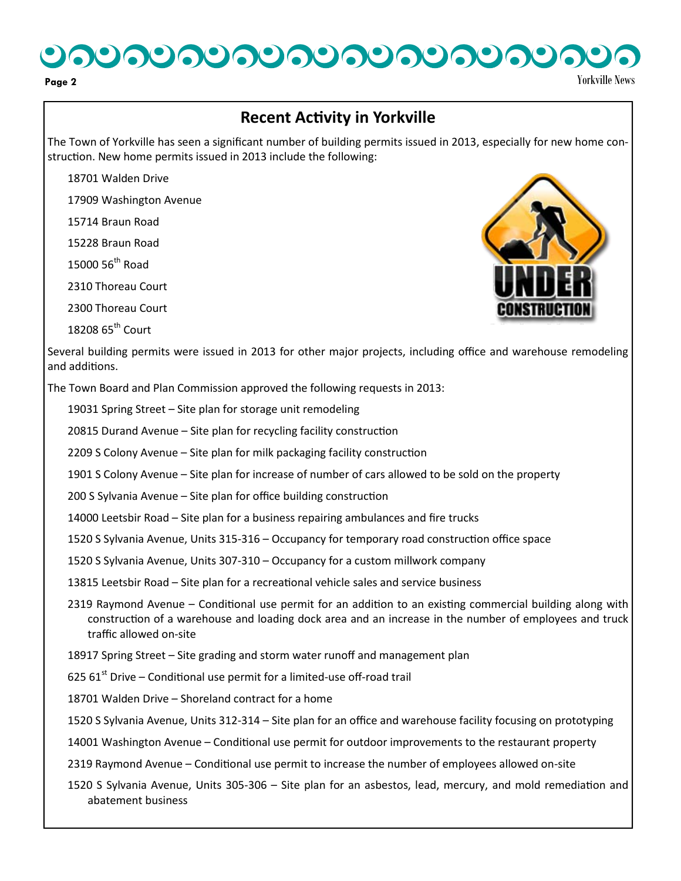## Recent Activity in Yorkville

The Town of Yorkville has seen a significant number of building permits issued in 2013, especially for new home construction. New home permits issued in 2013 include the following:

18701 Walden Drive

17909 Washington Avenue

15714 Braun Road

15228 Braun Road

15000 56th Road

2310 Thoreau Court

2300 Thoreau Court

18208 65th Court

Several building permits were issued in 2013 for other major projects, including office and warehouse remodeling and additions.

The Town Board and Plan Commission approved the following requests in 2013:

19031 Spring Street – Site plan for storage unit remodeling

20815 Durand Avenue – Site plan for recycling facility construction

2209 S Colony Avenue – Site plan for milk packaging facility construction

1901 S Colony Avenue – Site plan for increase of number of cars allowed to be sold on the property

200 S Sylvania Avenue – Site plan for office building construction

14000 Leetsbir Road – Site plan for a business repairing ambulances and fire trucks

1520 S Sylvania Avenue, Units 315-316 – Occupancy for temporary road construction office space

1520 S Sylvania Avenue, Units 307-310 – Occupancy for a custom millwork company

13815 Leetsbir Road – Site plan for a recreational vehicle sales and service business

2319 Raymond Avenue – Conditional use permit for an addition to an existing commercial building along with construction of a warehouse and loading dock area and an increase in the number of employees and truck traffic allowed on-site

18917 Spring Street – Site grading and storm water runoff and management plan

625 61st Drive – Conditional use permit for a limited-use off-road trail

18701 Walden Drive – Shoreland contract for a home

1520 S Sylvania Avenue, Units 312-314 – Site plan for an office and warehouse facility focusing on prototyping

14001 Washington Avenue – Conditional use permit for outdoor improvements to the restaurant property

2319 Raymond Avenue – Conditional use permit to increase the number of employees allowed on-site

1520 S Sylvania Avenue, Units 305-306 – Site plan for an asbestos, lead, mercury, and mold remediation and abatement business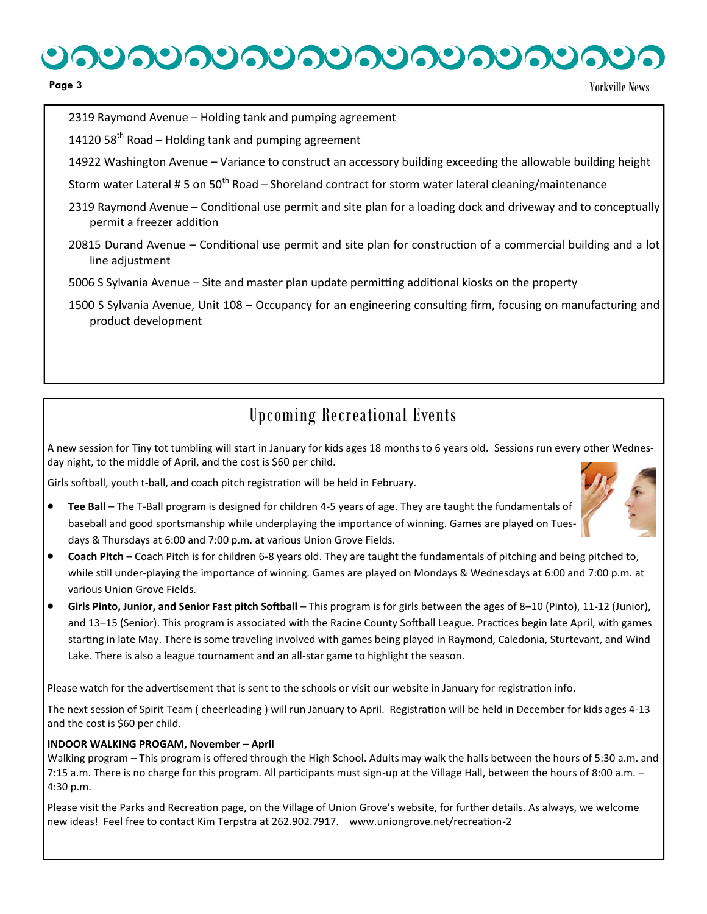2319 Raymond Avenue – Holding tank and pumping agreement

14120 58th Road – Holding tank and pumping agreement

14922 Washington Avenue – Variance to construct an accessory building exceeding the allowable building height

Storm water Lateral # 5 on 50th Road – Shoreland contract for storm water lateral cleaning/maintenance

2319 Raymond Avenue – Conditional use permit and site plan for a loading dock and driveway and to conceptually permit a freezer addition

20815 Durand Avenue – Conditional use permit and site plan for construction of a commercial building and a lot line adjustment

5006 S Sylvania Avenue – Site and master plan update permitting additional kiosks on the property

1500 S Sylvania Avenue, Unit 108 – Occupancy for an engineering consulting firm, focusing on manufacturing and product development

## Upcoming Recreational Events

A new session for Tiny tot tumbling will start in January for kids ages 18 months to 6 years old. Sessions run every other Wednesday night, to the middle of April, and the cost is $60 per child.

Girls softball, youth t-ball, and coach pitch registration will be held in February.

- **Tee Ball** – The T-Ball program is designed for children 4-5 years of age. They are taught the fundamentals of baseball and good sportsmanship while underplaying the importance of winning. Games are played on Tuesdays & Thursdays at 6:00 and 7:00 p.m. at various Union Grove Fields.
- **Coach Pitch** – Coach Pitch is for children 6-8 years old. They are taught the fundamentals of pitching and being pitched to, while still under-playing the importance of winning. Games are played on Mondays & Wednesdays at 6:00 and 7:00 p.m. at various Union Grove Fields.
- **Girls Pinto, Junior, and Senior Fast pitch Softball** – This program is for girls between the ages of 8–10 (Pinto), 11-12 (Junior), and 13–15 (Senior). This program is associated with the Racine County Softball League. Practices begin late April, with games starting in late May. There is some traveling involved with games being played in Raymond, Caledonia, Sturtevant, and Wind Lake. There is also a league tournament and an all-star game to highlight the season.

Please watch for the advertisement that is sent to the schools or visit our website in January for registration info.

The next session of Spirit Team ( cheerleading ) will run January to April. Registration will be held in December for kids ages 4-13 and the cost is $60 per child.

**INDOOR WALKING PROGAM, November – April**

Walking program – This program is offered through the High School. Adults may walk the halls between the hours of 5:30 a.m. and 7:15 a.m. There is no charge for this program. All participants must sign-up at the Village Hall, between the hours of 8:00 a.m. – 4:30 p.m.

Please visit the Parks and Recreation page, on the Village of Union Grove's website, for further details. As always, we welcome new ideas! Feel free to contact Kim Terpstra at 262.902.7917. www.uniongrove.net/recreation-2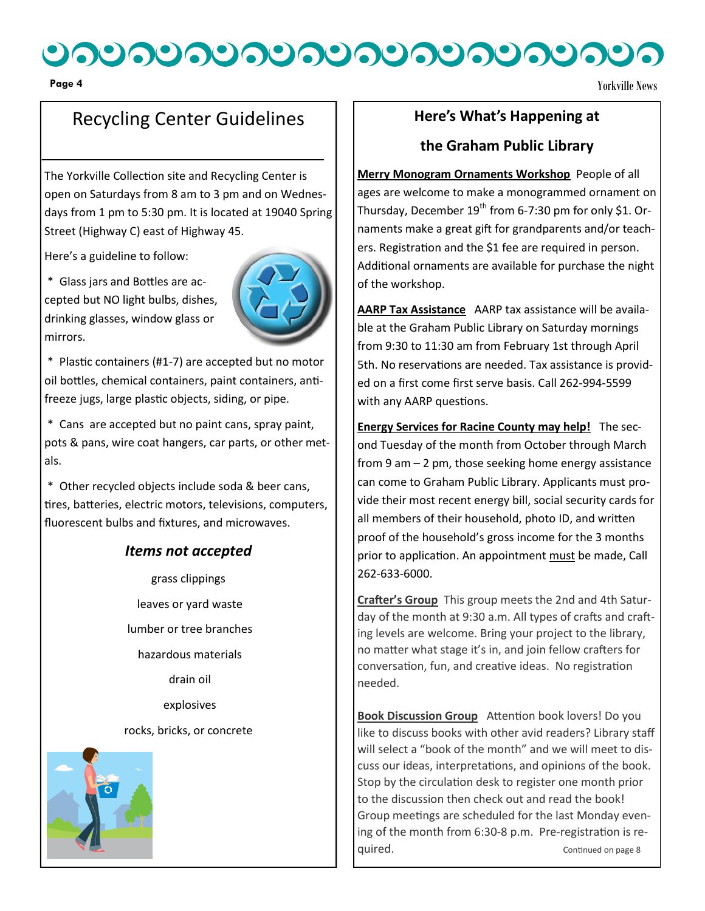## Recycling Center Guidelines

The Yorkville Collection site and Recycling Center is open on Saturdays from 8 am to 3 pm and on Wednesdays from 1 pm to 5:30 pm. It is located at 19040 Spring Street (Highway C) east of Highway 45.

Here's a guideline to follow:

* Glass jars and Bottles are accepted but NO light bulbs, dishes, drinking glasses, window glass or mirrors.

* Plastic containers (#1-7) are accepted but no motor oil bottles, chemical containers, paint containers, antifreeze jugs, large plastic objects, siding, or pipe.

* Cans are accepted but no paint cans, spray paint, pots & pans, wire coat hangers, car parts, or other metals.

* Other recycled objects include soda & beer cans, tires, batteries, electric motors, televisions, computers, fluorescent bulbs and fixtures, and microwaves.

### *Items not accepted*

grass clippings

leaves or yard waste

lumber or tree branches

hazardous materials

drain oil

explosives

rocks, bricks, or concrete

## Here's What's Happening at the Graham Public Library

**Merry Monogram Ornaments Workshop** People of all ages are welcome to make a monogrammed ornament on Thursday, December 19th from 6-7:30 pm for only $1. Ornaments make a great gift for grandparents and/or teachers. Registration and the $1 fee are required in person. Additional ornaments are available for purchase the night of the workshop.

**AARP Tax Assistance** AARP tax assistance will be available at the Graham Public Library on Saturday mornings from 9:30 to 11:30 am from February 1st through April 5th. No reservations are needed. Tax assistance is provided on a first come first serve basis. Call 262-994-5599 with any AARP questions.

**Energy Services for Racine County may help!** The second Tuesday of the month from October through March from 9 am – 2 pm, those seeking home energy assistance can come to Graham Public Library. Applicants must provide their most recent energy bill, social security cards for all members of their household, photo ID, and written proof of the household's gross income for the 3 months prior to application. An appointment must be made, Call 262-633-6000.

**Crafter's Group** This group meets the 2nd and 4th Saturday of the month at 9:30 a.m. All types of crafts and crafting levels are welcome. Bring your project to the library, no matter what stage it's in, and join fellow crafters for conversation, fun, and creative ideas. No registration needed.

**Book Discussion Group** Attention book lovers! Do you like to discuss books with other avid readers? Library staff will select a "book of the month" and we will meet to discuss our ideas, interpretations, and opinions of the book. Stop by the circulation desk to register one month prior to the discussion then check out and read the book! Group meetings are scheduled for the last Monday evening of the month from 6:30-8 p.m. Pre-registration is required.

Continued on page 8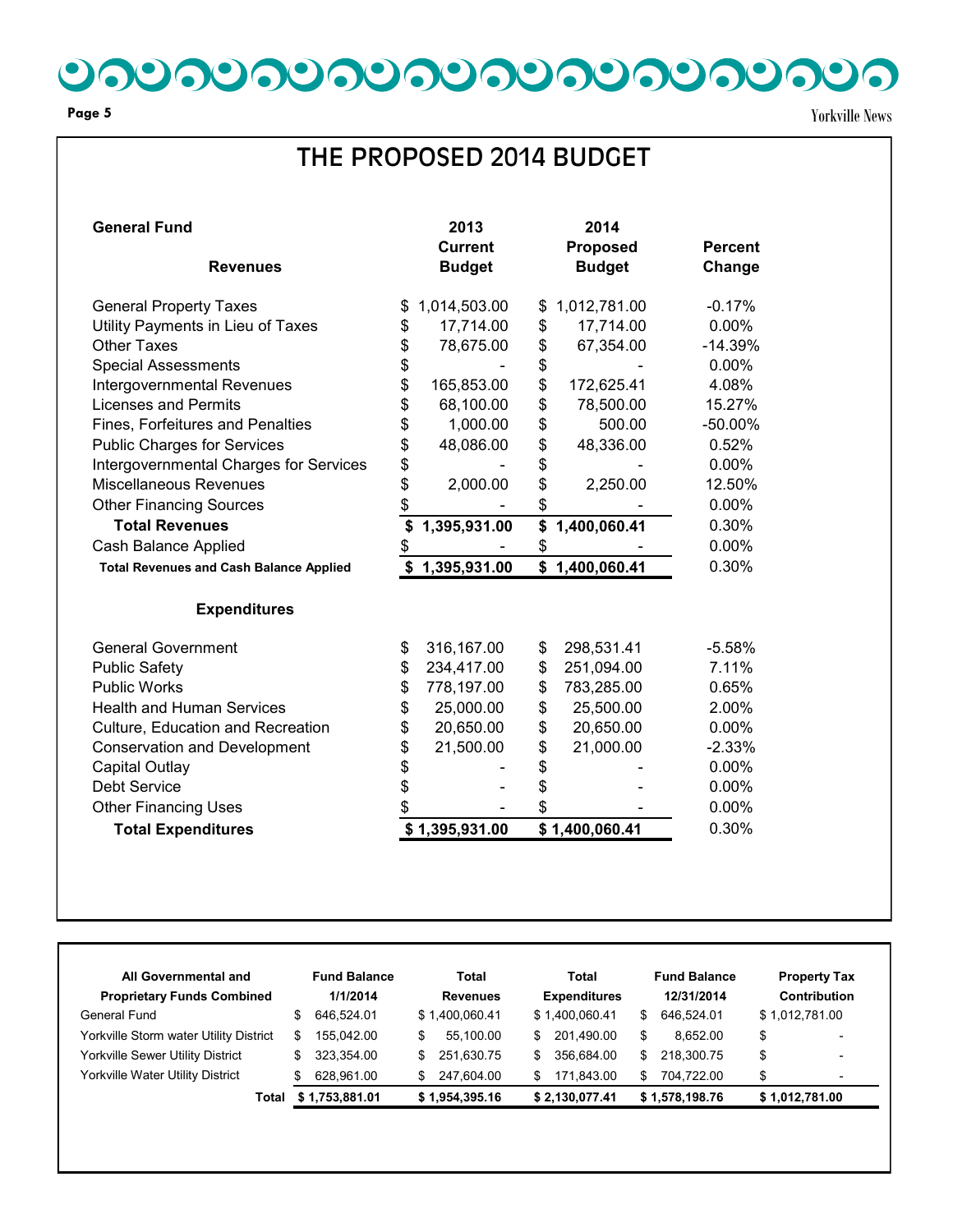# THE PROPOSED 2014 BUDGET

| **General Fund** | **2013 Current Budget** | **2014 Proposed Budget** | **Percent Change** |
|---|---|---|---|
| **Revenues** | | | |
| General Property Taxes | $ 1,014,503.00 | $ 1,012,781.00 | -0.17% |
| Utility Payments in Lieu of Taxes | $ 17,714.00 | $ 17,714.00 | 0.00% |
| Other Taxes | $ 78,675.00 | $ 67,354.00 | -14.39% |
| Special Assessments | $ - | $ - | 0.00% |
| Intergovernmental Revenues | $ 165,853.00 | $ 172,625.41 | 4.08% |
| Licenses and Permits | $ 68,100.00 | $ 78,500.00 | 15.27% |
| Fines, Forfeitures and Penalties | $ 1,000.00 | $ 500.00 | -50.00% |
| Public Charges for Services | $ 48,086.00 | $ 48,336.00 | 0.52% |
| Intergovernmental Charges for Services | $ - | $ - | 0.00% |
| Miscellaneous Revenues | $ 2,000.00 | $ 2,250.00 | 12.50% |
| Other Financing Sources | $ - | $ - | 0.00% |
| **Total Revenues** | **$ 1,395,931.00** | **$ 1,400,060.41** | 0.30% |
| Cash Balance Applied | $ - | $ - | 0.00% |
| **Total Revenues and Cash Balance Applied** | **$ 1,395,931.00** | **$ 1,400,060.41** | 0.30% |
| **Expenditures** | | | |
| General Government | $ 316,167.00 | $ 298,531.41 | -5.58% |
| Public Safety | $ 234,417.00 | $ 251,094.00 | 7.11% |
| Public Works | $ 778,197.00 | $ 783,285.00 | 0.65% |
| Health and Human Services | $ 25,000.00 | $ 25,500.00 | 2.00% |
| Culture, Education and Recreation | $ 20,650.00 | $ 20,650.00 | 0.00% |
| Conservation and Development | $ 21,500.00 | $ 21,000.00 | -2.33% |
| Capital Outlay | $ - | $ - | 0.00% |
| Debt Service | $ - | $ - | 0.00% |
| Other Financing Uses | $ - | $ - | 0.00% |
| **Total Expenditures** | **$ 1,395,931.00** | **$ 1,400,060.41** | 0.30% |

| **All Governmental and Proprietary Funds Combined** | **Fund Balance 1/1/2014** | **Total Revenues** | **Total Expenditures** | **Fund Balance 12/31/2014** | **Property Tax Contribution** |
|---|---|---|---|---|---|
| General Fund | $ 646,524.01 | $ 1,400,060.41 | $ 1,400,060.41 | $ 646,524.01 | $ 1,012,781.00 |
| Yorkville Storm water Utility District | $ 155,042.00 | $ 55,100.00 | $ 201,490.00 | $ 8,652.00 | $ - |
| Yorkville Sewer Utility District | $ 323,354.00 | $ 251,630.75 | $ 356,684.00 | $ 218,300.75 | $ - |
| Yorkville Water Utility District | $ 628,961.00 | $ 247,604.00 | $ 171,843.00 | $ 704,722.00 | $ - |
| **Total** | **$ 1,753,881.01** | **$ 1,954,395.16** | **$ 2,130,077.41** | **$ 1,578,198.76** | **$ 1,012,781.00** |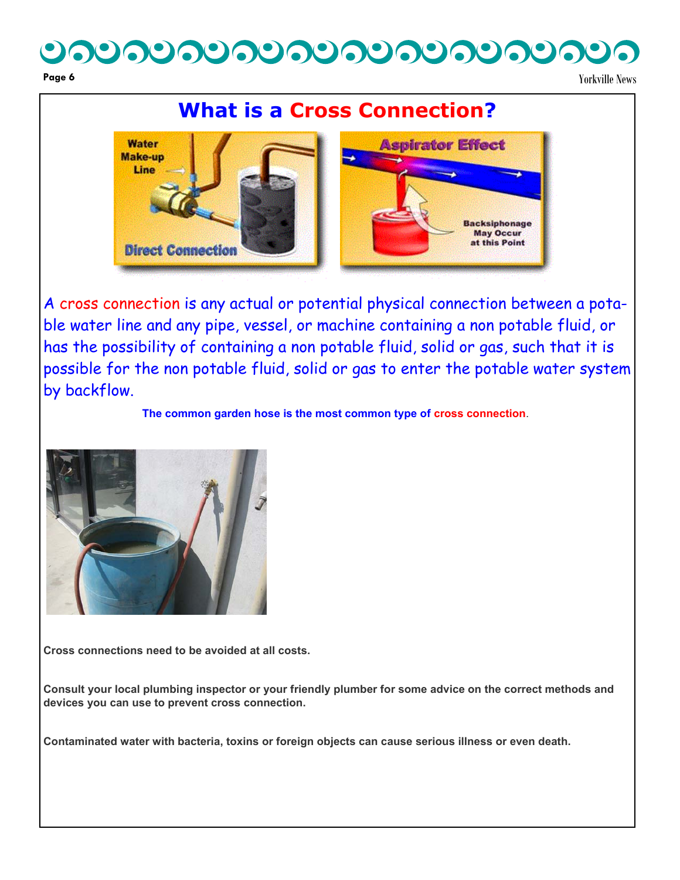# What is a Cross Connection?

A cross connection is any actual or potential physical connection between a potable water line and any pipe, vessel, or machine containing a non potable fluid, or has the possibility of containing a non potable fluid, solid or gas, such that it is possible for the non potable fluid, solid or gas to enter the potable water system by backflow.

**The common garden hose is the most common type of cross connection.**

**Cross connections need to be avoided at all costs.**

**Consult your local plumbing inspector or your friendly plumber for some advice on the correct methods and devices you can use to prevent cross connection.**

**Contaminated water with bacteria, toxins or foreign objects can cause serious illness or even death.**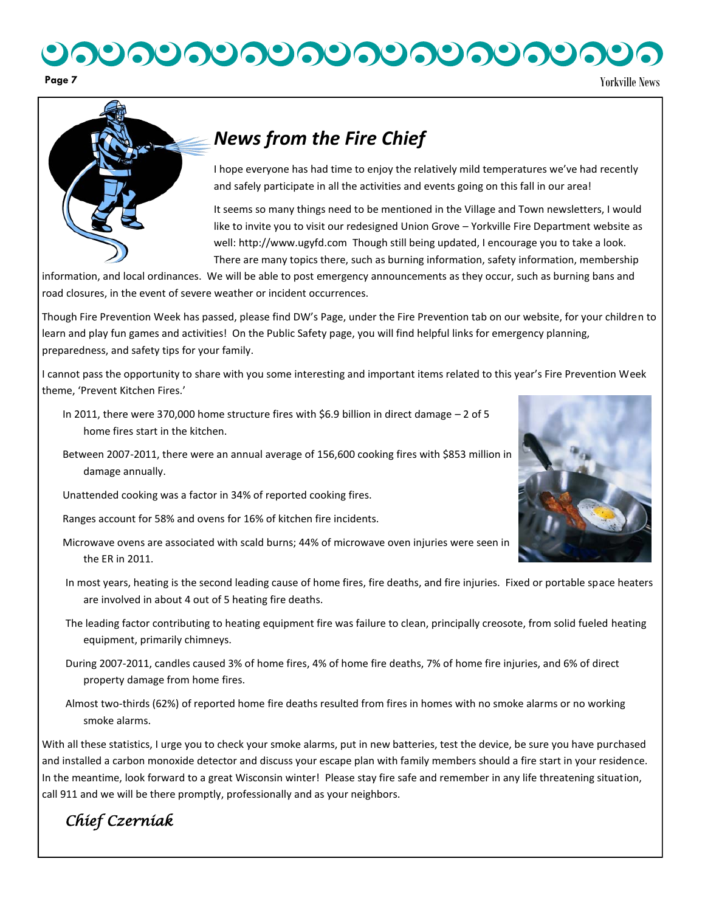## *News from the Fire Chief*

I hope everyone has had time to enjoy the relatively mild temperatures we've had recently and safely participate in all the activities and events going on this fall in our area!

It seems so many things need to be mentioned in the Village and Town newsletters, I would like to invite you to visit our redesigned Union Grove – Yorkville Fire Department website as well: http://www.ugyfd.com Though still being updated, I encourage you to take a look. There are many topics there, such as burning information, safety information, membership information, and local ordinances. We will be able to post emergency announcements as they occur, such as burning bans and road closures, in the event of severe weather or incident occurrences.

Though Fire Prevention Week has passed, please find DW's Page, under the Fire Prevention tab on our website, for your children to learn and play fun games and activities! On the Public Safety page, you will find helpful links for emergency planning, preparedness, and safety tips for your family.

I cannot pass the opportunity to share with you some interesting and important items related to this year's Fire Prevention Week theme, 'Prevent Kitchen Fires.'

- In 2011, there were 370,000 home structure fires with $6.9 billion in direct damage – 2 of 5 home fires start in the kitchen.
- Between 2007-2011, there were an annual average of 156,600 cooking fires with $853 million in damage annually.
- Unattended cooking was a factor in 34% of reported cooking fires.
- Ranges account for 58% and ovens for 16% of kitchen fire incidents.
- Microwave ovens are associated with scald burns; 44% of microwave oven injuries were seen in the ER in 2011.
- In most years, heating is the second leading cause of home fires, fire deaths, and fire injuries. Fixed or portable space heaters are involved in about 4 out of 5 heating fire deaths.
- The leading factor contributing to heating equipment fire was failure to clean, principally creosote, from solid fueled heating equipment, primarily chimneys.
- During 2007-2011, candles caused 3% of home fires, 4% of home fire deaths, 7% of home fire injuries, and 6% of direct property damage from home fires.
- Almost two-thirds (62%) of reported home fire deaths resulted from fires in homes with no smoke alarms or no working smoke alarms.

With all these statistics, I urge you to check your smoke alarms, put in new batteries, test the device, be sure you have purchased and installed a carbon monoxide detector and discuss your escape plan with family members should a fire start in your residence. In the meantime, look forward to a great Wisconsin winter! Please stay fire safe and remember in any life threatening situation, call 911 and we will be there promptly, professionally and as your neighbors.

*Chief Czerniak*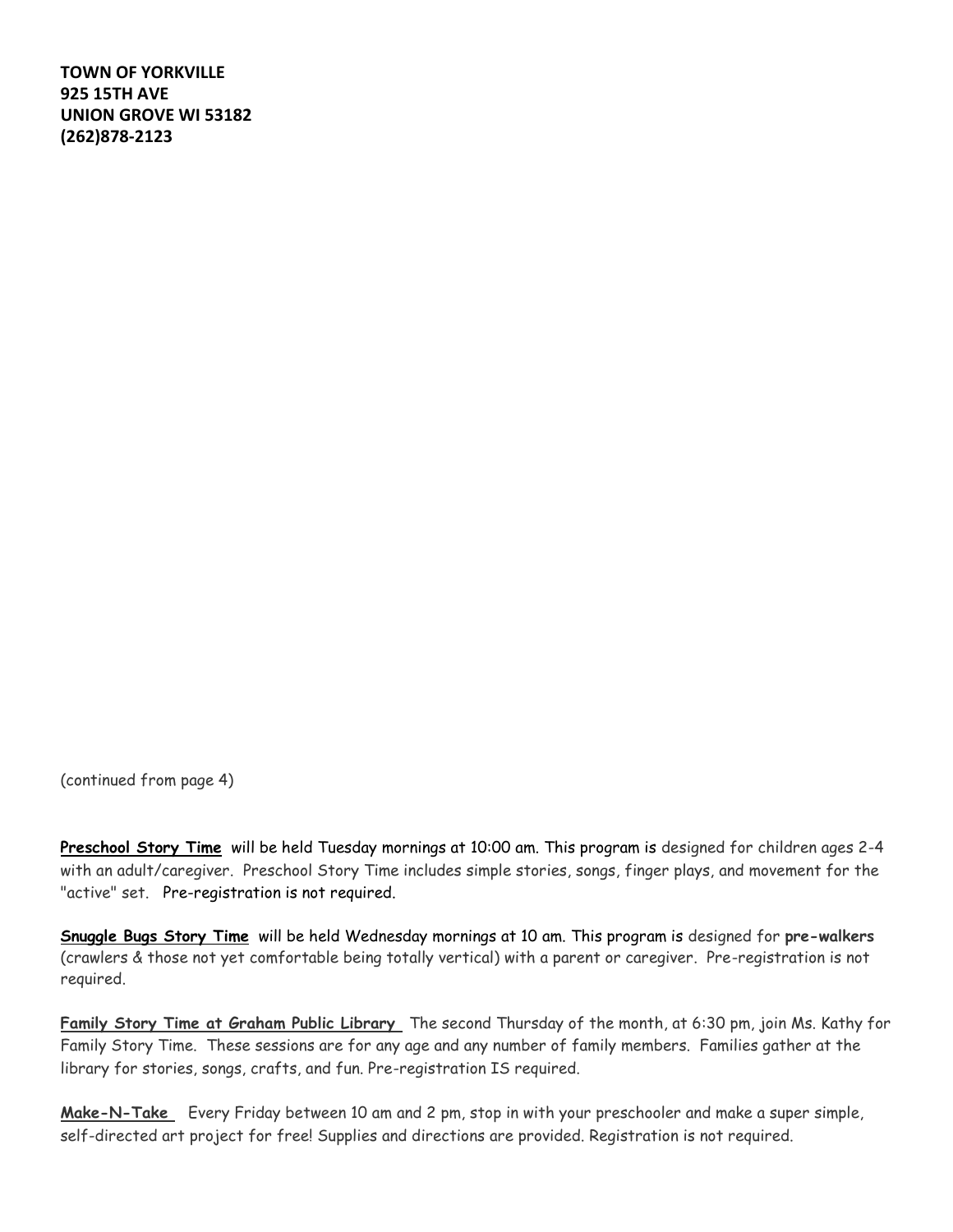**TOWN OF YORKVILLE**
**925 15TH AVE**
**UNION GROVE WI 53182**
**(262)878-2123**

(continued from page 4)

**Preschool Story Time** will be held Tuesday mornings at 10:00 am. This program is designed for children ages 2-4 with an adult/caregiver. Preschool Story Time includes simple stories, songs, finger plays, and movement for the "active" set. Pre-registration is not required.

**Snuggle Bugs Story Time** will be held Wednesday mornings at 10 am. This program is designed for **pre-walkers** (crawlers & those not yet comfortable being totally vertical) with a parent or caregiver. Pre-registration is not required.

**Family Story Time at Graham Public Library** The second Thursday of the month, at 6:30 pm, join Ms. Kathy for Family Story Time. These sessions are for any age and any number of family members. Families gather at the library for stories, songs, crafts, and fun. Pre-registration IS required.

**Make-N-Take** Every Friday between 10 am and 2 pm, stop in with your preschooler and make a super simple, self-directed art project for free! Supplies and directions are provided. Registration is not required.